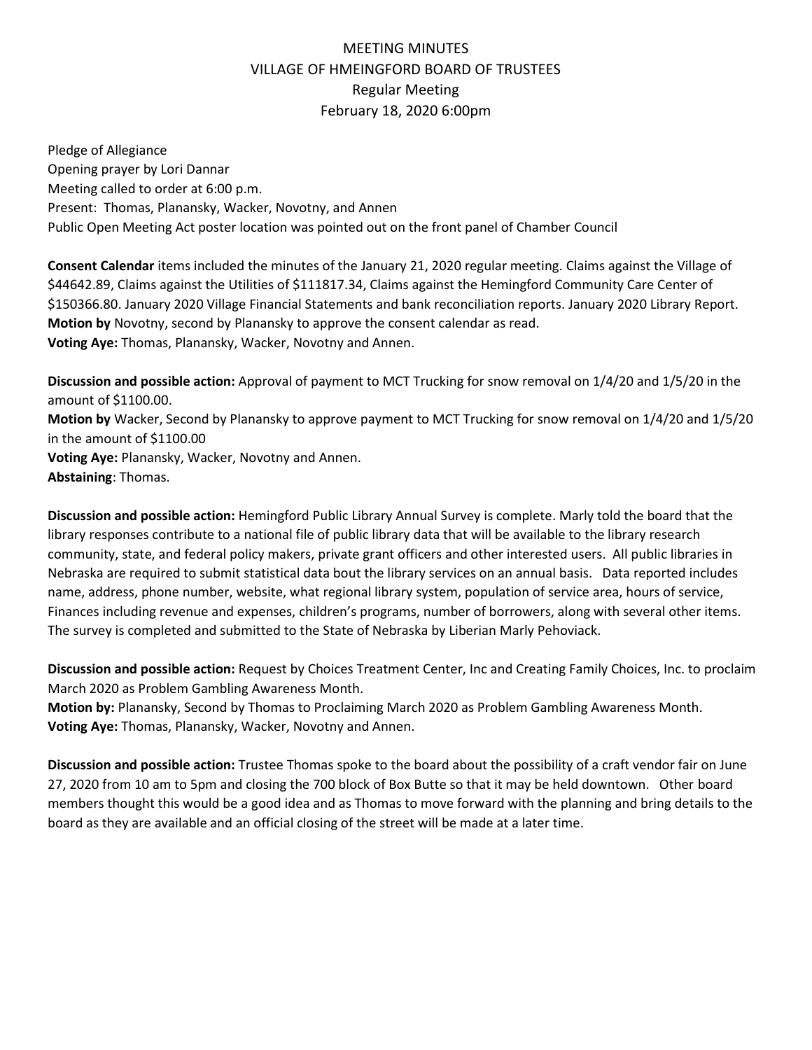# MEETING MINUTES
## VILLAGE OF HMEINGFORD BOARD OF TRUSTEES
### Regular Meeting
### February 18, 2020 6:00pm

Pledge of Allegiance
Opening prayer by Lori Dannar
Meeting called to order at 6:00 p.m.
Present: Thomas, Planansky, Wacker, Novotny, and Annen
Public Open Meeting Act poster location was pointed out on the front panel of Chamber Council

**Consent Calendar** items included the minutes of the January 21, 2020 regular meeting. Claims against the Village of $44642.89, Claims against the Utilities of $111817.34, Claims against the Hemingford Community Care Center of $150366.80. January 2020 Village Financial Statements and bank reconciliation reports. January 2020 Library Report.
**Motion by** Novotny, second by Planansky to approve the consent calendar as read.
**Voting Aye:** Thomas, Planansky, Wacker, Novotny and Annen.

**Discussion and possible action:** Approval of payment to MCT Trucking for snow removal on 1/4/20 and 1/5/20 in the amount of $1100.00.
**Motion by** Wacker, Second by Planansky to approve payment to MCT Trucking for snow removal on 1/4/20 and 1/5/20 in the amount of $1100.00
**Voting Aye:** Planansky, Wacker, Novotny and Annen.
**Abstaining**: Thomas.

**Discussion and possible action:** Hemingford Public Library Annual Survey is complete. Marly told the board that the library responses contribute to a national file of public library data that will be available to the library research community, state, and federal policy makers, private grant officers and other interested users. All public libraries in Nebraska are required to submit statistical data bout the library services on an annual basis. Data reported includes name, address, phone number, website, what regional library system, population of service area, hours of service, Finances including revenue and expenses, children's programs, number of borrowers, along with several other items. The survey is completed and submitted to the State of Nebraska by Liberian Marly Pehoviack.

**Discussion and possible action:** Request by Choices Treatment Center, Inc and Creating Family Choices, Inc. to proclaim March 2020 as Problem Gambling Awareness Month.
**Motion by:** Planansky, Second by Thomas to Proclaiming March 2020 as Problem Gambling Awareness Month.
**Voting Aye:** Thomas, Planansky, Wacker, Novotny and Annen.

**Discussion and possible action:** Trustee Thomas spoke to the board about the possibility of a craft vendor fair on June 27, 2020 from 10 am to 5pm and closing the 700 block of Box Butte so that it may be held downtown. Other board members thought this would be a good idea and as Thomas to move forward with the planning and bring details to the board as they are available and an official closing of the street will be made at a later time.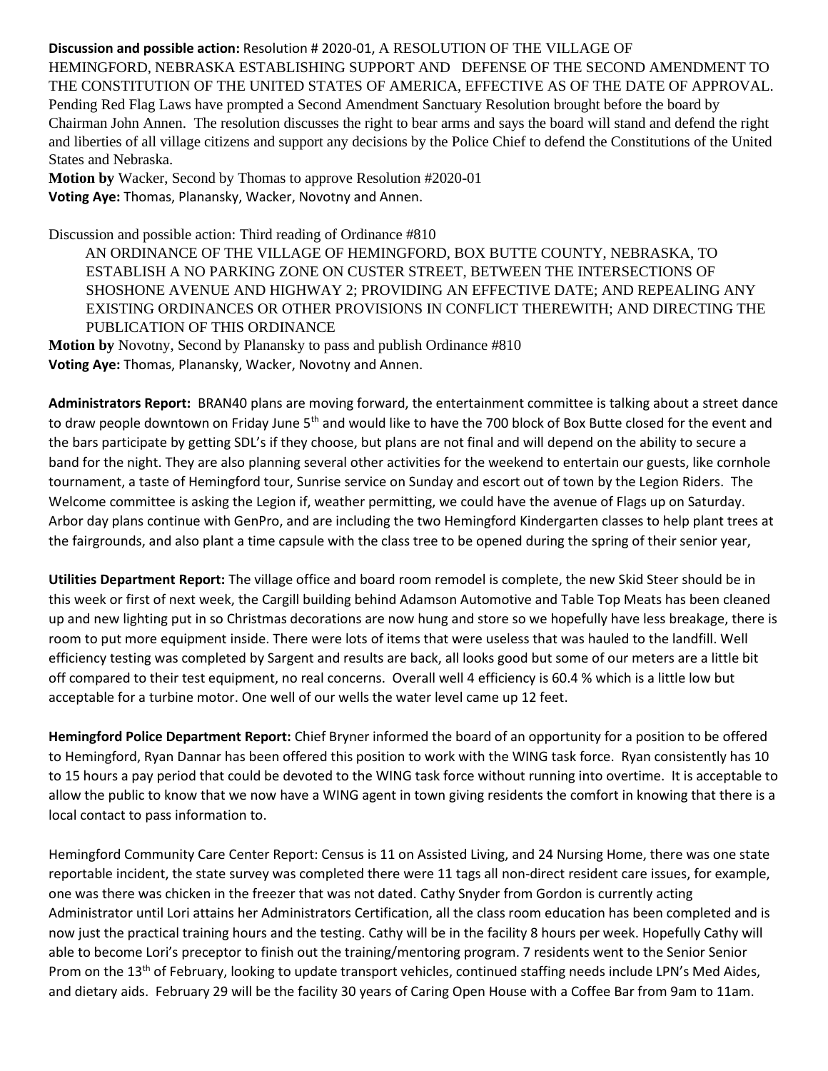**Discussion and possible action:** Resolution # 2020-01, A RESOLUTION OF THE VILLAGE OF HEMINGFORD, NEBRASKA ESTABLISHING SUPPORT AND DEFENSE OF THE SECOND AMENDMENT TO THE CONSTITUTION OF THE UNITED STATES OF AMERICA, EFFECTIVE AS OF THE DATE OF APPROVAL. Pending Red Flag Laws have prompted a Second Amendment Sanctuary Resolution brought before the board by Chairman John Annen. The resolution discusses the right to bear arms and says the board will stand and defend the right and liberties of all village citizens and support any decisions by the Police Chief to defend the Constitutions of the United States and Nebraska.

**Motion by** Wacker, Second by Thomas to approve Resolution #2020-01

**Voting Aye:** Thomas, Planansky, Wacker, Novotny and Annen.

Discussion and possible action: Third reading of Ordinance #810

AN ORDINANCE OF THE VILLAGE OF HEMINGFORD, BOX BUTTE COUNTY, NEBRASKA, TO ESTABLISH A NO PARKING ZONE ON CUSTER STREET, BETWEEN THE INTERSECTIONS OF SHOSHONE AVENUE AND HIGHWAY 2; PROVIDING AN EFFECTIVE DATE; AND REPEALING ANY EXISTING ORDINANCES OR OTHER PROVISIONS IN CONFLICT THEREWITH; AND DIRECTING THE PUBLICATION OF THIS ORDINANCE

**Motion by** Novotny, Second by Planansky to pass and publish Ordinance #810

**Voting Aye:** Thomas, Planansky, Wacker, Novotny and Annen.

**Administrators Report:** BRAN40 plans are moving forward, the entertainment committee is talking about a street dance to draw people downtown on Friday June 5th and would like to have the 700 block of Box Butte closed for the event and the bars participate by getting SDL's if they choose, but plans are not final and will depend on the ability to secure a band for the night. They are also planning several other activities for the weekend to entertain our guests, like cornhole tournament, a taste of Hemingford tour, Sunrise service on Sunday and escort out of town by the Legion Riders. The Welcome committee is asking the Legion if, weather permitting, we could have the avenue of Flags up on Saturday. Arbor day plans continue with GenPro, and are including the two Hemingford Kindergarten classes to help plant trees at the fairgrounds, and also plant a time capsule with the class tree to be opened during the spring of their senior year,

**Utilities Department Report:** The village office and board room remodel is complete, the new Skid Steer should be in this week or first of next week, the Cargill building behind Adamson Automotive and Table Top Meats has been cleaned up and new lighting put in so Christmas decorations are now hung and store so we hopefully have less breakage, there is room to put more equipment inside. There were lots of items that were useless that was hauled to the landfill. Well efficiency testing was completed by Sargent and results are back, all looks good but some of our meters are a little bit off compared to their test equipment, no real concerns. Overall well 4 efficiency is 60.4 % which is a little low but acceptable for a turbine motor. One well of our wells the water level came up 12 feet.

**Hemingford Police Department Report:** Chief Bryner informed the board of an opportunity for a position to be offered to Hemingford, Ryan Dannar has been offered this position to work with the WING task force. Ryan consistently has 10 to 15 hours a pay period that could be devoted to the WING task force without running into overtime. It is acceptable to allow the public to know that we now have a WING agent in town giving residents the comfort in knowing that there is a local contact to pass information to.

Hemingford Community Care Center Report: Census is 11 on Assisted Living, and 24 Nursing Home, there was one state reportable incident, the state survey was completed there were 11 tags all non-direct resident care issues, for example, one was there was chicken in the freezer that was not dated. Cathy Snyder from Gordon is currently acting Administrator until Lori attains her Administrators Certification, all the class room education has been completed and is now just the practical training hours and the testing. Cathy will be in the facility 8 hours per week. Hopefully Cathy will able to become Lori's preceptor to finish out the training/mentoring program. 7 residents went to the Senior Senior Prom on the 13th of February, looking to update transport vehicles, continued staffing needs include LPN's Med Aides, and dietary aids. February 29 will be the facility 30 years of Caring Open House with a Coffee Bar from 9am to 11am.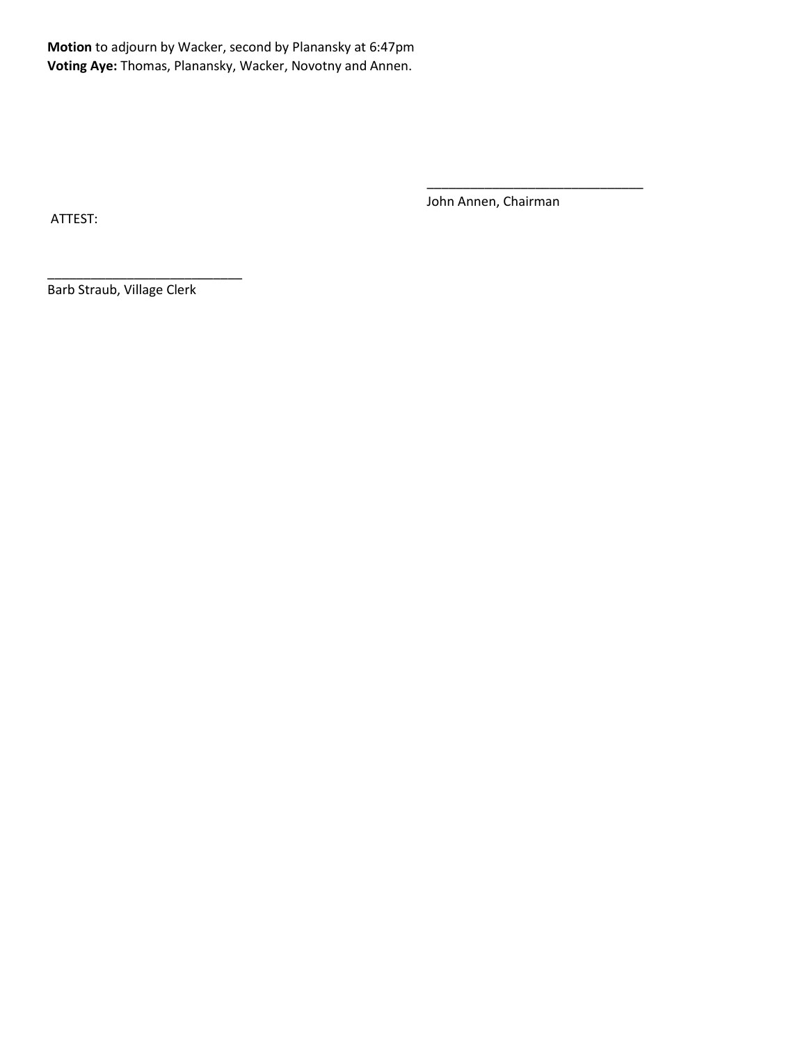**Motion** to adjourn by Wacker, second by Planansky at 6:47pm
**Voting Aye:** Thomas, Planansky, Wacker, Novotny and Annen.

______________________________
John Annen, Chairman

ATTEST:

___________________________
Barb Straub, Village Clerk